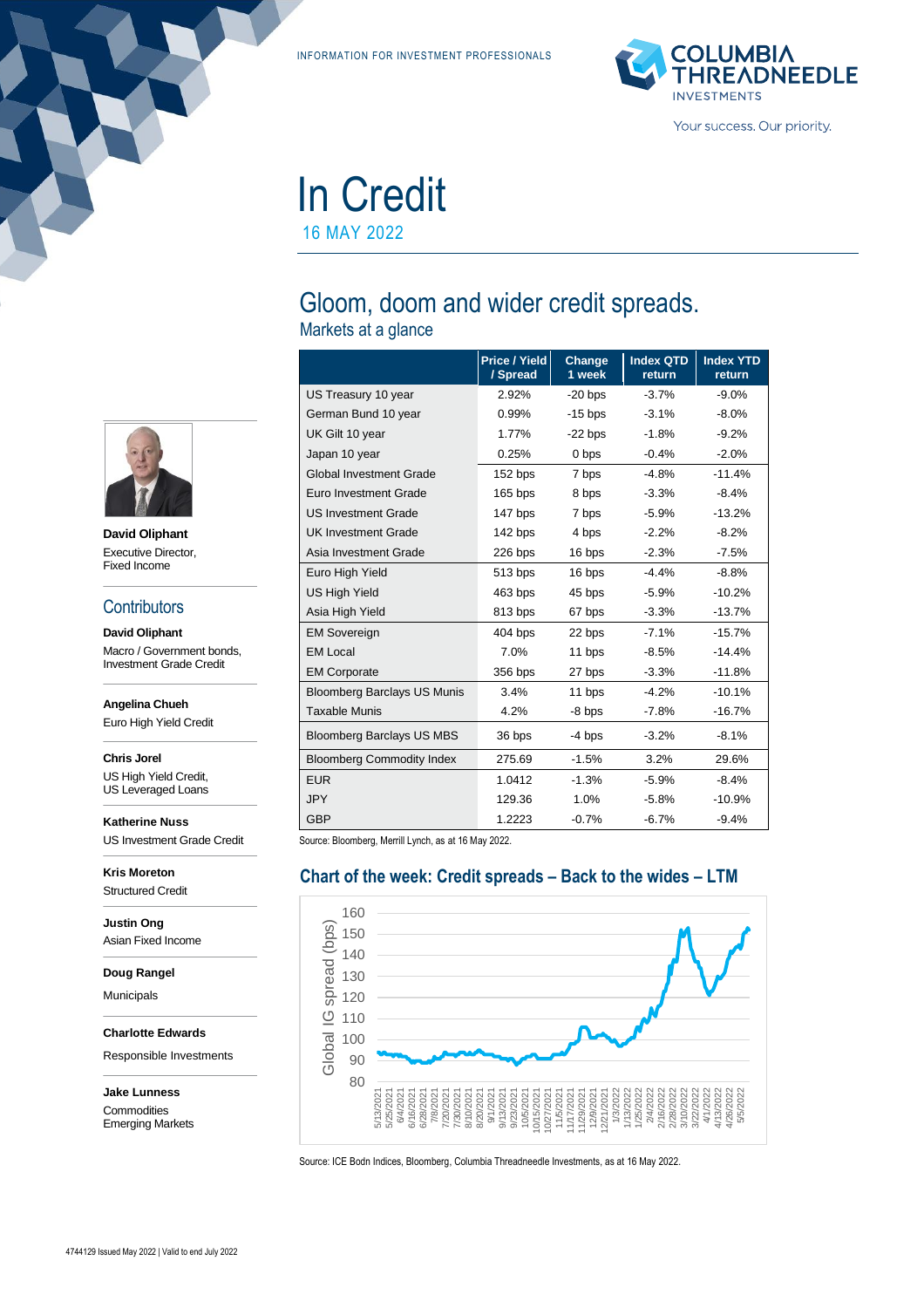INFORMATION FOR INVESTMENT PROFESSIONALS

# In Credit

16 MAY 2022

## Gloom, doom and wider credit spreads.

### Markets at a glance

| | Price / Yield / Spread | Change 1 week | Index QTD return | Index YTD return |
|---|---|---|---|---|
| US Treasury 10 year | 2.92% | -20 bps | -3.7% | -9.0% |
| German Bund 10 year | 0.99% | -15 bps | -3.1% | -8.0% |
| UK Gilt 10 year | 1.77% | -22 bps | -1.8% | -9.2% |
| Japan 10 year | 0.25% | 0 bps | -0.4% | -2.0% |
| Global Investment Grade | 152 bps | 7 bps | -4.8% | -11.4% |
| Euro Investment Grade | 165 bps | 8 bps | -3.3% | -8.4% |
| US Investment Grade | 147 bps | 7 bps | -5.9% | -13.2% |
| UK Investment Grade | 142 bps | 4 bps | -2.2% | -8.2% |
| Asia Investment Grade | 226 bps | 16 bps | -2.3% | -7.5% |
| Euro High Yield | 513 bps | 16 bps | -4.4% | -8.8% |
| US High Yield | 463 bps | 45 bps | -5.9% | -10.2% |
| Asia High Yield | 813 bps | 67 bps | -3.3% | -13.7% |
| EM Sovereign | 404 bps | 22 bps | -7.1% | -15.7% |
| EM Local | 7.0% | 11 bps | -8.5% | -14.4% |
| EM Corporate | 356 bps | 27 bps | -3.3% | -11.8% |
| Bloomberg Barclays US Munis | 3.4% | 11 bps | -4.2% | -10.1% |
| Taxable Munis | 4.2% | -8 bps | -7.8% | -16.7% |
| Bloomberg Barclays US MBS | 36 bps | -4 bps | -3.2% | -8.1% |
| Bloomberg Commodity Index | 275.69 | -1.5% | 3.2% | 29.6% |
| EUR | 1.0412 | -1.3% | -5.9% | -8.4% |
| JPY | 129.36 | 1.0% | -5.8% | -10.9% |
| GBP | 1.2223 | -0.7% | -6.7% | -9.4% |

Source: Bloomberg, Merrill Lynch, as at 16 May 2022.

### Chart of the week: Credit spreads – Back to the wides – LTM

Source: ICE Bodn Indices, Bloomberg, Columbia Threadneedle Investments, as at 16 May 2022.

**David Oliphant**
Executive Director, Fixed Income

## Contributors

**David Oliphant**
Macro / Government bonds, Investment Grade Credit

**Angelina Chueh**
Euro High Yield Credit

**Chris Jorel**
US High Yield Credit, US Leveraged Loans

**Katherine Nuss**
US Investment Grade Credit

**Kris Moreton**
Structured Credit

**Justin Ong**
Asian Fixed Income

**Doug Rangel**
Municipals

**Charlotte Edwards**
Responsible Investments

**Jake Lunness**
Commodities
Emerging Markets

4744129 Issued May 2022 | Valid to end July 2022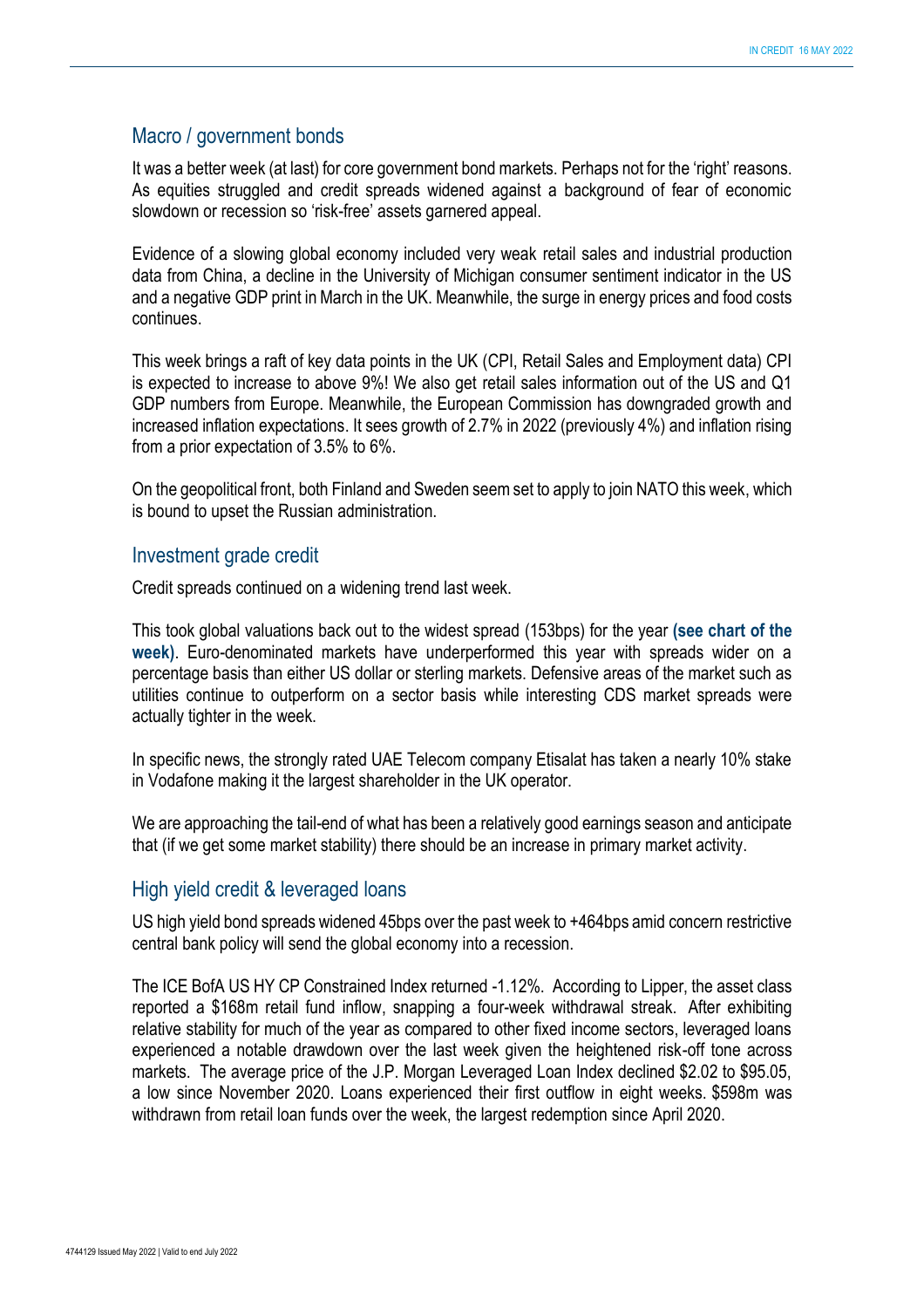## Macro / government bonds

It was a better week (at last) for core government bond markets. Perhaps not for the 'right' reasons. As equities struggled and credit spreads widened against a background of fear of economic slowdown or recession so 'risk-free' assets garnered appeal.

Evidence of a slowing global economy included very weak retail sales and industrial production data from China, a decline in the University of Michigan consumer sentiment indicator in the US and a negative GDP print in March in the UK. Meanwhile, the surge in energy prices and food costs continues.

This week brings a raft of key data points in the UK (CPI, Retail Sales and Employment data) CPI is expected to increase to above 9%! We also get retail sales information out of the US and Q1 GDP numbers from Europe. Meanwhile, the European Commission has downgraded growth and increased inflation expectations. It sees growth of 2.7% in 2022 (previously 4%) and inflation rising from a prior expectation of 3.5% to 6%.

On the geopolitical front, both Finland and Sweden seem set to apply to join NATO this week, which is bound to upset the Russian administration.

## Investment grade credit

Credit spreads continued on a widening trend last week.

This took global valuations back out to the widest spread (153bps) for the year **(see chart of the week)**. Euro-denominated markets have underperformed this year with spreads wider on a percentage basis than either US dollar or sterling markets. Defensive areas of the market such as utilities continue to outperform on a sector basis while interesting CDS market spreads were actually tighter in the week.

In specific news, the strongly rated UAE Telecom company Etisalat has taken a nearly 10% stake in Vodafone making it the largest shareholder in the UK operator.

We are approaching the tail-end of what has been a relatively good earnings season and anticipate that (if we get some market stability) there should be an increase in primary market activity.

## High yield credit & leveraged loans

US high yield bond spreads widened 45bps over the past week to +464bps amid concern restrictive central bank policy will send the global economy into a recession.

The ICE BofA US HY CP Constrained Index returned -1.12%. According to Lipper, the asset class reported a $168m retail fund inflow, snapping a four-week withdrawal streak. After exhibiting relative stability for much of the year as compared to other fixed income sectors, leveraged loans experienced a notable drawdown over the last week given the heightened risk-off tone across markets. The average price of the J.P. Morgan Leveraged Loan Index declined $2.02 to $95.05, a low since November 2020. Loans experienced their first outflow in eight weeks. $598m was withdrawn from retail loan funds over the week, the largest redemption since April 2020.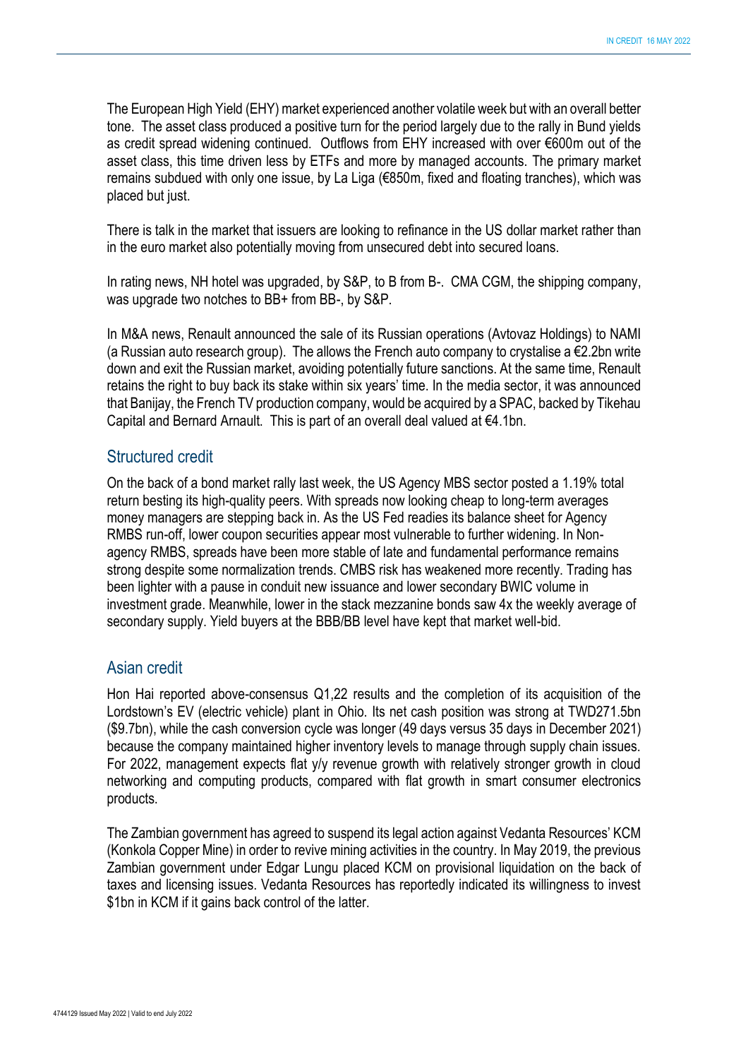The European High Yield (EHY) market experienced another volatile week but with an overall better tone. The asset class produced a positive turn for the period largely due to the rally in Bund yields as credit spread widening continued. Outflows from EHY increased with over €600m out of the asset class, this time driven less by ETFs and more by managed accounts. The primary market remains subdued with only one issue, by La Liga (€850m, fixed and floating tranches), which was placed but just.

There is talk in the market that issuers are looking to refinance in the US dollar market rather than in the euro market also potentially moving from unsecured debt into secured loans.

In rating news, NH hotel was upgraded, by S&P, to B from B-. CMA CGM, the shipping company, was upgrade two notches to BB+ from BB-, by S&P.

In M&A news, Renault announced the sale of its Russian operations (Avtovaz Holdings) to NAMI (a Russian auto research group). The allows the French auto company to crystalise a €2.2bn write down and exit the Russian market, avoiding potentially future sanctions. At the same time, Renault retains the right to buy back its stake within six years' time. In the media sector, it was announced that Banijay, the French TV production company, would be acquired by a SPAC, backed by Tikehau Capital and Bernard Arnault. This is part of an overall deal valued at €4.1bn.

## Structured credit

On the back of a bond market rally last week, the US Agency MBS sector posted a 1.19% total return besting its high-quality peers. With spreads now looking cheap to long-term averages money managers are stepping back in. As the US Fed readies its balance sheet for Agency RMBS run-off, lower coupon securities appear most vulnerable to further widening. In Non-agency RMBS, spreads have been more stable of late and fundamental performance remains strong despite some normalization trends. CMBS risk has weakened more recently. Trading has been lighter with a pause in conduit new issuance and lower secondary BWIC volume in investment grade. Meanwhile, lower in the stack mezzanine bonds saw 4x the weekly average of secondary supply. Yield buyers at the BBB/BB level have kept that market well-bid.

## Asian credit

Hon Hai reported above-consensus Q1,22 results and the completion of its acquisition of the Lordstown's EV (electric vehicle) plant in Ohio. Its net cash position was strong at TWD271.5bn ($9.7bn), while the cash conversion cycle was longer (49 days versus 35 days in December 2021) because the company maintained higher inventory levels to manage through supply chain issues. For 2022, management expects flat y/y revenue growth with relatively stronger growth in cloud networking and computing products, compared with flat growth in smart consumer electronics products.

The Zambian government has agreed to suspend its legal action against Vedanta Resources' KCM (Konkola Copper Mine) in order to revive mining activities in the country. In May 2019, the previous Zambian government under Edgar Lungu placed KCM on provisional liquidation on the back of taxes and licensing issues. Vedanta Resources has reportedly indicated its willingness to invest $1bn in KCM if it gains back control of the latter.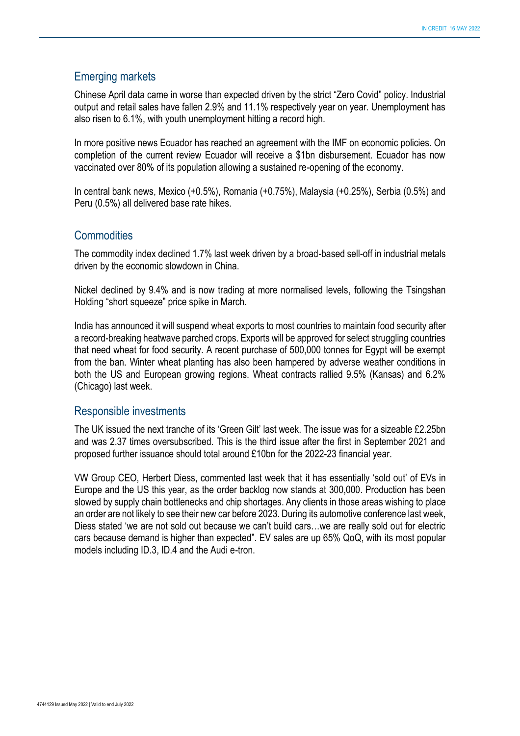## Emerging markets

Chinese April data came in worse than expected driven by the strict "Zero Covid" policy. Industrial output and retail sales have fallen 2.9% and 11.1% respectively year on year. Unemployment has also risen to 6.1%, with youth unemployment hitting a record high.

In more positive news Ecuador has reached an agreement with the IMF on economic policies. On completion of the current review Ecuador will receive a $1bn disbursement. Ecuador has now vaccinated over 80% of its population allowing a sustained re-opening of the economy.

In central bank news, Mexico (+0.5%), Romania (+0.75%), Malaysia (+0.25%), Serbia (0.5%) and Peru (0.5%) all delivered base rate hikes.

## Commodities

The commodity index declined 1.7% last week driven by a broad-based sell-off in industrial metals driven by the economic slowdown in China.

Nickel declined by 9.4% and is now trading at more normalised levels, following the Tsingshan Holding "short squeeze" price spike in March.

India has announced it will suspend wheat exports to most countries to maintain food security after a record-breaking heatwave parched crops. Exports will be approved for select struggling countries that need wheat for food security. A recent purchase of 500,000 tonnes for Egypt will be exempt from the ban. Winter wheat planting has also been hampered by adverse weather conditions in both the US and European growing regions. Wheat contracts rallied 9.5% (Kansas) and 6.2% (Chicago) last week.

## Responsible investments

The UK issued the next tranche of its 'Green Gilt' last week. The issue was for a sizeable £2.25bn and was 2.37 times oversubscribed. This is the third issue after the first in September 2021 and proposed further issuance should total around £10bn for the 2022-23 financial year.

VW Group CEO, Herbert Diess, commented last week that it has essentially 'sold out' of EVs in Europe and the US this year, as the order backlog now stands at 300,000. Production has been slowed by supply chain bottlenecks and chip shortages. Any clients in those areas wishing to place an order are not likely to see their new car before 2023. During its automotive conference last week, Diess stated 'we are not sold out because we can't build cars…we are really sold out for electric cars because demand is higher than expected". EV sales are up 65% QoQ, with its most popular models including ID.3, ID.4 and the Audi e-tron.

4744129 Issued May 2022 | Valid to end July 2022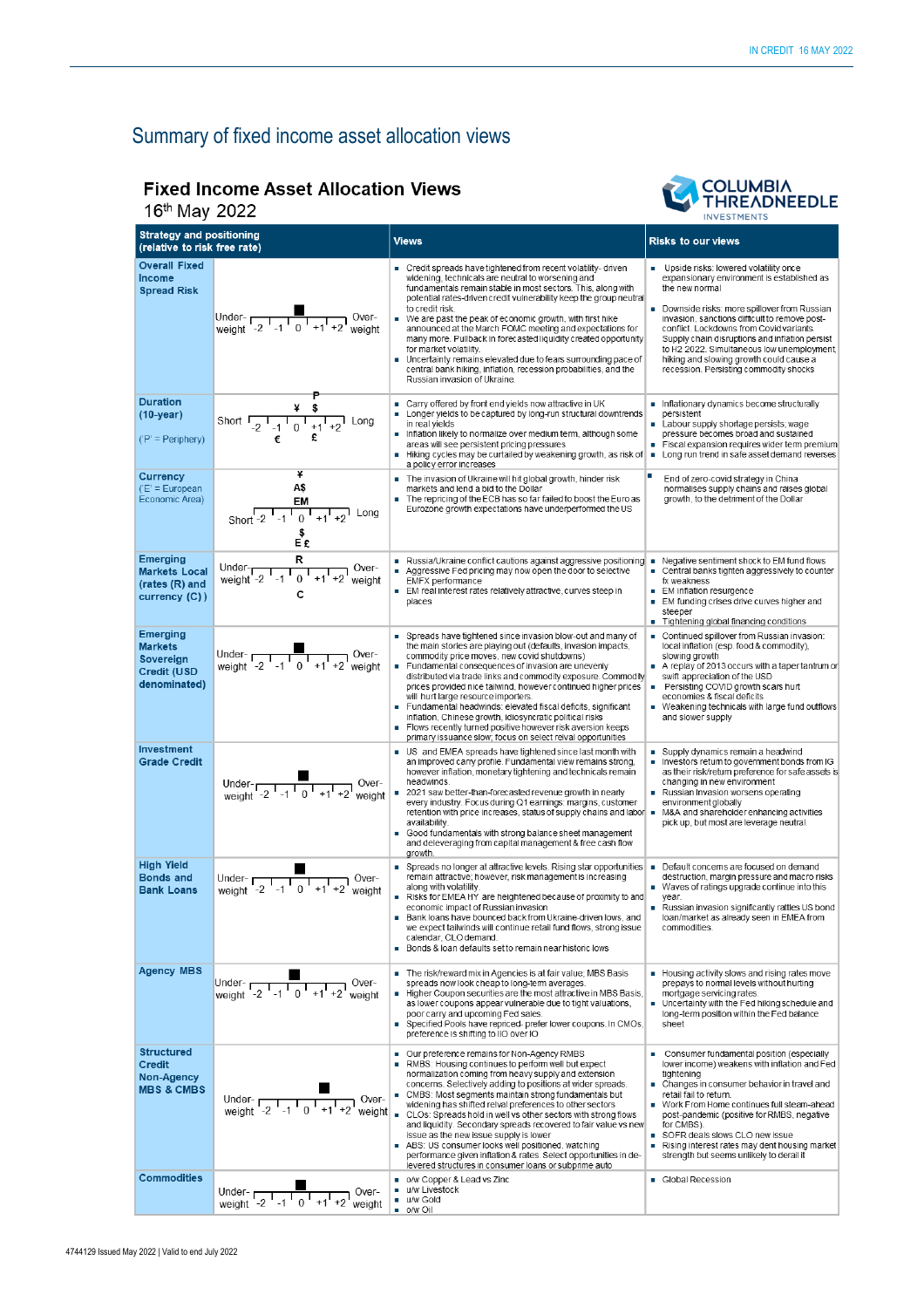# Summary of fixed income asset allocation views

## Fixed Income Asset Allocation Views

16th May 2022

COLUMBIA THREADNEEDLE INVESTMENTS

| Strategy and positioning (relative to risk free rate) | | Views | Risks to our views |
|---|---|---|---|
| **Overall Fixed Income Spread Risk** | Under-weight -2 -1 0 +1 +2 Over-weight (■ at 0) | ▪ Credit spreads have tightened from recent volatility- driven widening, technicals are neutral to worsening and fundamentals remain stable in most sectors. This, along with potential rates-driven credit vulnerability keep the group neutral to credit risk.<br>▪ We are past the peak of economic growth, with first hike announced at the March FOMC meeting and expectations for many more. Pullback in forecasted liquidity created opportunity for market volatility.<br>▪ Uncertainty remains elevated due to fears surrounding pace of central bank hiking, inflation, recession probabilities, and the Russian invasion of Ukraine. | ▪ Upside risks: lowered volatility once expansionary environment is established as the new normal<br>▪ Downside risks: more spillover from Russian invasion, sanctions difficult to remove post-conflict. Lockdowns from Covid variants. Supply chain disruptions and inflation persist to H2 2022. Simultaneous low unemployment, hiking and slowing growth could cause a recession. Persisting commodity shocks |
| **Duration (10-year)**<br>('P' = Periphery) | Short -2 -1 0 +1 +2 Long (P, ¥, $ above; €, £ below) | ▪ Carry offered by front end yields now attractive in UK<br>▪ Longer yields to be captured by long-run structural downtrends in real yields<br>▪ Inflation likely to normalize over medium term, although some areas will see persistent pricing pressures<br>▪ Hiking cycles may be curtailed by weakening growth, as risk of a policy error increases | ▪ Inflationary dynamics become structurally persistent<br>▪ Labour supply shortage persists; wage pressure becomes broad and sustained<br>▪ Fiscal expansion requires wider term premium<br>▪ Long run trend in safe asset demand reverses |
| **Currency**<br>('E' = European Economic Area) | Short -2 -1 0 +1 +2 Long (¥, A$, EM above; $, E £ below) | ▪ The invasion of Ukraine will hit global growth, hinder risk markets and lend a bid to the Dollar<br>▪ The repricing of the ECB has so far failed to boost the Euro as Eurozone growth expectations have underperformed the US | ▪ End of zero-covid strategy in China normalises supply chains and raises global growth, to the detriment of the Dollar |
| **Emerging Markets Local (rates (R) and currency (C))** | Under-weight -2 -1 0 +1 +2 Over-weight (R above, C below) | ▪ Russia/Ukraine conflict cautions against aggressive positioning<br>▪ Aggressive Fed pricing may now open the door to selective EMFX performance<br>▪ EM real interest rates relatively attractive, curves steep in places | ▪ Negative sentiment shock to EM fund flows<br>▪ Central banks tighten aggressively to counter fx weakness<br>▪ EM inflation resurgence<br>▪ EM funding crises drive curves higher and steeper<br>▪ Tightening global financing conditions |
| **Emerging Markets Sovereign Credit (USD denominated)** | Under-weight -2 -1 0 +1 +2 Over-weight (■ at 0) | ▪ Spreads have tightened since invasion blow-out and many of the main stories are playing out (defaults, invasion impacts, commodity price moves, new covid shutdowns)<br>▪ Fundamental consequences of invasion are unevenly distributed via trade links and commodity exposure. Commodity prices provided nice tailwind, however continued higher prices will hurt large resource importers.<br>▪ Fundamental headwinds: elevated fiscal deficits, significant inflation, Chinese growth, idiosyncratic political risks<br>▪ Flows recently turned positive however risk aversion keeps primary issuance slow; focus on select relval opportunities | ▪ Continued spillover from Russian invasion: local inflation (esp. food & commodity), slowing growth<br>▪ A replay of 2013 occurs with a taper tantrum or swift appreciation of the USD<br>▪ Persisting COVID growth scars hurt economies & fiscal deficits<br>▪ Weakening technicals with large fund outflows and slower supply |
| **Investment Grade Credit** | Under-weight -2 -1 0 +1 +2 Over-weight (■ at 0) | ▪ US and EMEA spreads have tightened since last month with an improved carry profile. Fundamental view remains strong, however inflation, monetary tightening and technicals remain headwinds.<br>▪ 2021 saw better-than-forecasted revenue growth in nearly every industry. Focus during Q1 earnings: margins, customer retention with price increases, status of supply chains and labor availability.<br>▪ Good fundamentals with strong balance sheet management and deleveraging from capital management & free cash flow growth. | ▪ Supply dynamics remain a headwind<br>▪ Investors return to government bonds from IG as their risk/return preference for safe assets is changing in new environment<br>▪ Russian invasion worsens operating environment globally<br>▪ M&A and shareholder enhancing activities pick up, but most are leverage neutral. |
| **High Yield Bonds and Bank Loans** | Under-weight -2 -1 0 +1 +2 Over-weight (■ at 0) | ▪ Spreads no longer at attractive levels. Rising star opportunities remain attractive; however, risk management is increasing along with volatility.<br>▪ Risks for EMEA HY are heightened because of proximity to and economic impact of Russian invasion<br>▪ Bank loans have bounced back from Ukraine-driven lows, and we expect tailwinds will continue retail fund flows, strong issue calendar, CLO demand.<br>▪ Bonds & loan defaults set to remain near historic lows | ▪ Default concerns are focused on demand destruction, margin pressure and macro risks<br>▪ Waves of ratings upgrade continue into this year.<br>▪ Russian invasion significantly rattles US bond loan/market as already seen in EMEA from commodities. |
| **Agency MBS** | Under-weight -2 -1 0 +1 +2 Over-weight (■ at 0) | ▪ The risk/reward mix in Agencies is at fair value; MBS Basis spreads now look cheap to long-term averages.<br>▪ Higher Coupon securities are the most attractive in MBS Basis, as lower coupons appear vulnerable due to tight valuations, poor carry and upcoming Fed sales.<br>▪ Specified Pools have repriced- prefer lower coupons. In CMOs, preference is shifting to IIO over IO | ▪ Housing activity slows and rising rates move prepays to normal levels without hurting mortgage servicing rates.<br>▪ Uncertainty with the Fed hiking schedule and long-term position within the Fed balance sheet |
| **Structured Credit Non-Agency MBS & CMBS** | Under-weight -2 -1 0 +1 +2 Over-weight (■ at +1) | ▪ Our preference remains for Non-Agency RMBS<br>▪ RMBS: Housing continues to perform well but expect normalization coming from heavy supply and extension concerns. Selectively adding to positions at wider spreads.<br>▪ CMBS: Most segments maintain strong fundamentals but widening has shifted relval preferences to other sectors<br>▪ CLOs: Spreads hold in well vs other sectors with strong flows and liquidity. Secondary spreads recovered to fair value vs new issue as the new issue supply is lower<br>▪ ABS: US consumer looks well positioned, watching performance given inflation & rates. Select opportunities in de-levered structures in consumer loans or subprime auto | ▪ Consumer fundamental position (especially lower income) weakens with inflation and Fed tightening<br>▪ Changes in consumer behavior in travel and retail fail to return.<br>▪ Work From Home continues full steam-ahead post-pandemic (positive for RMBS, negative for CMBS).<br>▪ SOFR deals slows CLO new issue<br>▪ Rising interest rates may dent housing market strength but seems unlikely to derail it |
| **Commodities** | Under-weight -2 -1 0 +1 +2 Over-weight (■ at 0) | ▪ o/w Copper & Lead vs Zinc<br>▪ u/w Livestock<br>▪ u/w Gold<br>▪ o/w Oil | ▪ Global Recession |

4744129 Issued May 2022 | Valid to end July 2022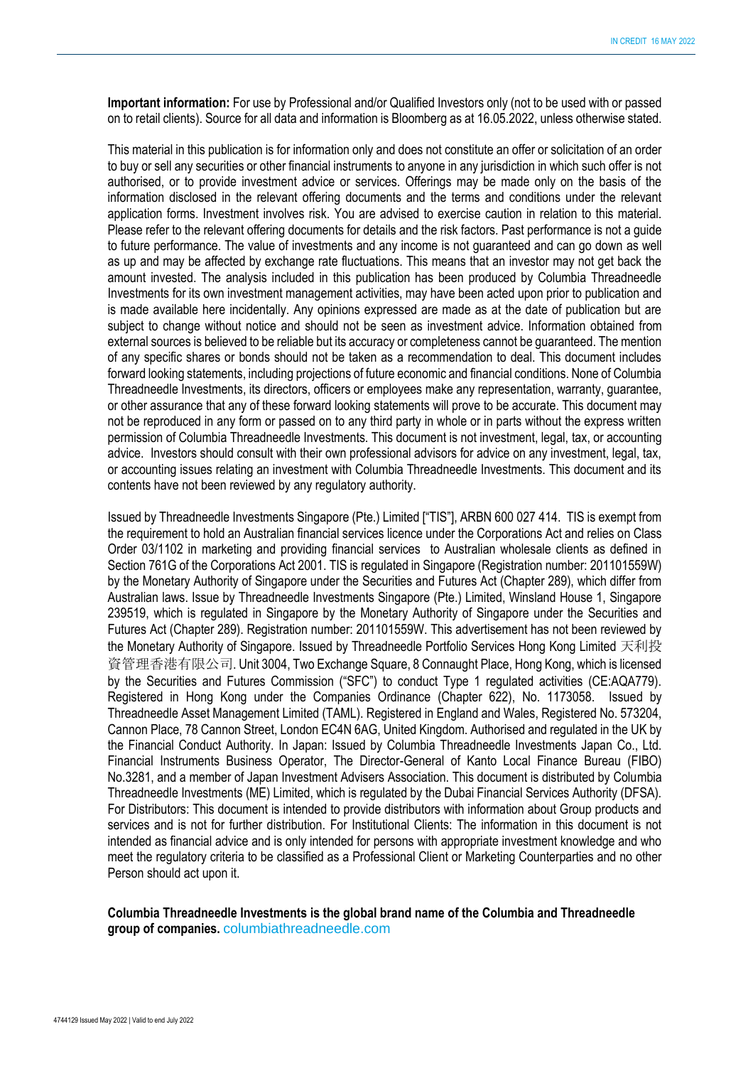**Important information:** For use by Professional and/or Qualified Investors only (not to be used with or passed on to retail clients). Source for all data and information is Bloomberg as at 16.05.2022, unless otherwise stated.

This material in this publication is for information only and does not constitute an offer or solicitation of an order to buy or sell any securities or other financial instruments to anyone in any jurisdiction in which such offer is not authorised, or to provide investment advice or services. Offerings may be made only on the basis of the information disclosed in the relevant offering documents and the terms and conditions under the relevant application forms. Investment involves risk. You are advised to exercise caution in relation to this material. Please refer to the relevant offering documents for details and the risk factors. Past performance is not a guide to future performance. The value of investments and any income is not guaranteed and can go down as well as up and may be affected by exchange rate fluctuations. This means that an investor may not get back the amount invested. The analysis included in this publication has been produced by Columbia Threadneedle Investments for its own investment management activities, may have been acted upon prior to publication and is made available here incidentally. Any opinions expressed are made as at the date of publication but are subject to change without notice and should not be seen as investment advice. Information obtained from external sources is believed to be reliable but its accuracy or completeness cannot be guaranteed. The mention of any specific shares or bonds should not be taken as a recommendation to deal. This document includes forward looking statements, including projections of future economic and financial conditions. None of Columbia Threadneedle Investments, its directors, officers or employees make any representation, warranty, guarantee, or other assurance that any of these forward looking statements will prove to be accurate. This document may not be reproduced in any form or passed on to any third party in whole or in parts without the express written permission of Columbia Threadneedle Investments. This document is not investment, legal, tax, or accounting advice. Investors should consult with their own professional advisors for advice on any investment, legal, tax, or accounting issues relating an investment with Columbia Threadneedle Investments. This document and its contents have not been reviewed by any regulatory authority.

Issued by Threadneedle Investments Singapore (Pte.) Limited ["TIS"], ARBN 600 027 414. TIS is exempt from the requirement to hold an Australian financial services licence under the Corporations Act and relies on Class Order 03/1102 in marketing and providing financial services to Australian wholesale clients as defined in Section 761G of the Corporations Act 2001. TIS is regulated in Singapore (Registration number: 201101559W) by the Monetary Authority of Singapore under the Securities and Futures Act (Chapter 289), which differ from Australian laws. Issue by Threadneedle Investments Singapore (Pte.) Limited, Winsland House 1, Singapore 239519, which is regulated in Singapore by the Monetary Authority of Singapore under the Securities and Futures Act (Chapter 289). Registration number: 201101559W. This advertisement has not been reviewed by the Monetary Authority of Singapore. Issued by Threadneedle Portfolio Services Hong Kong Limited 天利投資管理香港有限公司. Unit 3004, Two Exchange Square, 8 Connaught Place, Hong Kong, which is licensed by the Securities and Futures Commission ("SFC") to conduct Type 1 regulated activities (CE:AQA779). Registered in Hong Kong under the Companies Ordinance (Chapter 622), No. 1173058. Issued by Threadneedle Asset Management Limited (TAML). Registered in England and Wales, Registered No. 573204, Cannon Place, 78 Cannon Street, London EC4N 6AG, United Kingdom. Authorised and regulated in the UK by the Financial Conduct Authority. In Japan: Issued by Columbia Threadneedle Investments Japan Co., Ltd. Financial Instruments Business Operator, The Director-General of Kanto Local Finance Bureau (FIBO) No.3281, and a member of Japan Investment Advisers Association. This document is distributed by Columbia Threadneedle Investments (ME) Limited, which is regulated by the Dubai Financial Services Authority (DFSA). For Distributors: This document is intended to provide distributors with information about Group products and services and is not for further distribution. For Institutional Clients: The information in this document is not intended as financial advice and is only intended for persons with appropriate investment knowledge and who meet the regulatory criteria to be classified as a Professional Client or Marketing Counterparties and no other Person should act upon it.

**Columbia Threadneedle Investments is the global brand name of the Columbia and Threadneedle group of companies.** columbiathreadneedle.com

4744129 Issued May 2022 | Valid to end July 2022